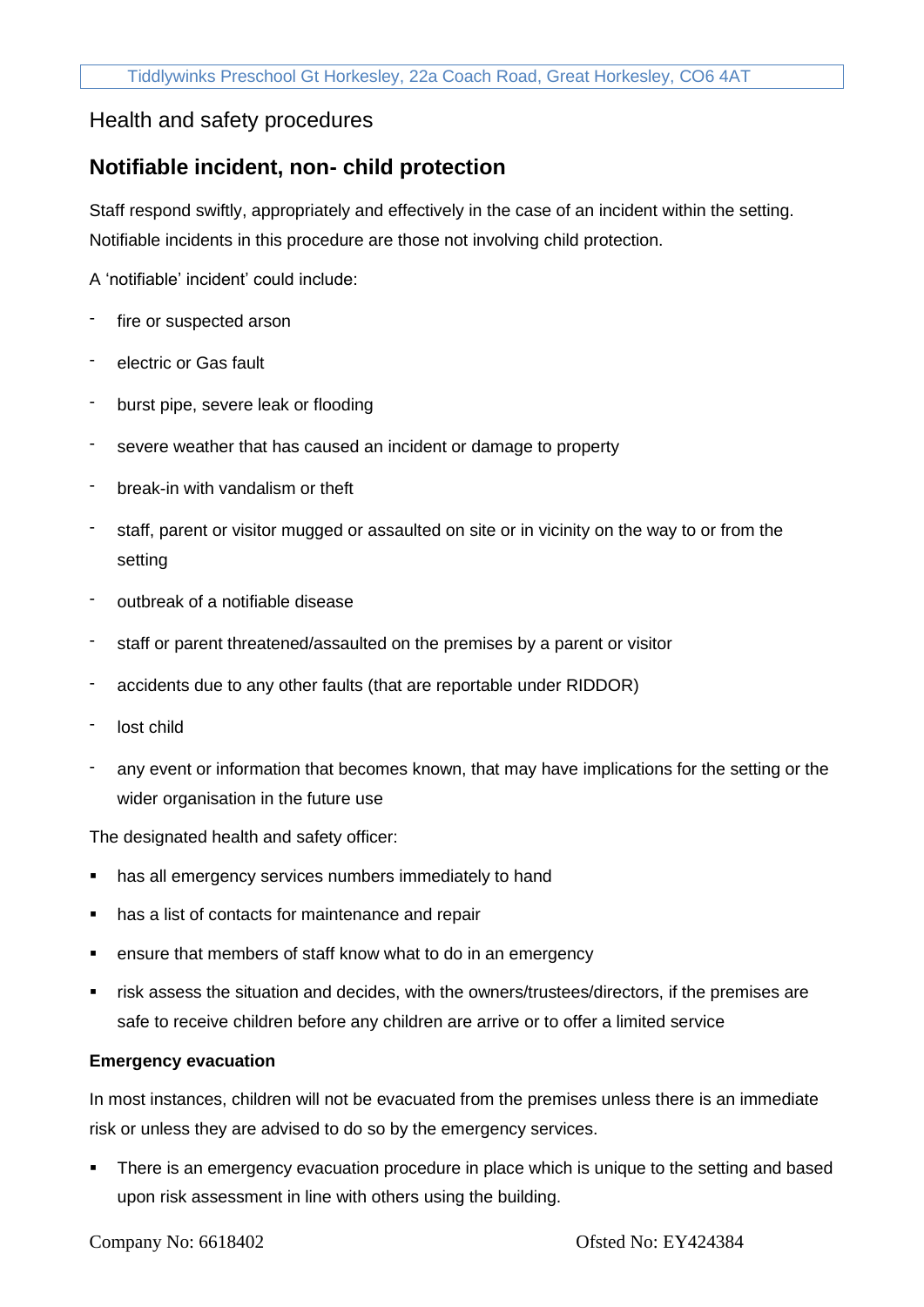Health and safety procedures

## Notifiable incident, non- child protection

Staff respond swiftly, appropriately and effectively in the case of an incident within the setting. Notifiable incidents in this procedure are those not involving child protection.

A 'notifiable' incident' could include:

- fire or suspected arson
- electric or Gas fault
- burst pipe, severe leak or flooding
- severe weather that has caused an incident or damage to property
- break-in with vandalism or theft
- staff, parent or visitor mugged or assaulted on site or in vicinity on the way to or from the setting
- outbreak of a notifiable disease
- staff or parent threatened/assaulted on the premises by a parent or visitor
- accidents due to any other faults (that are reportable under RIDDOR)
- lost child
- any event or information that becomes known, that may have implications for the setting or the wider organisation in the future use

The designated health and safety officer:

- has all emergency services numbers immediately to hand
- has a list of contacts for maintenance and repair
- ensure that members of staff know what to do in an emergency
- risk assess the situation and decides, with the owners/trustees/directors, if the premises are safe to receive children before any children are arrive or to offer a limited service

**Emergency evacuation**

In most instances, children will not be evacuated from the premises unless there is an immediate risk or unless they are advised to do so by the emergency services.

- There is an emergency evacuation procedure in place which is unique to the setting and based upon risk assessment in line with others using the building.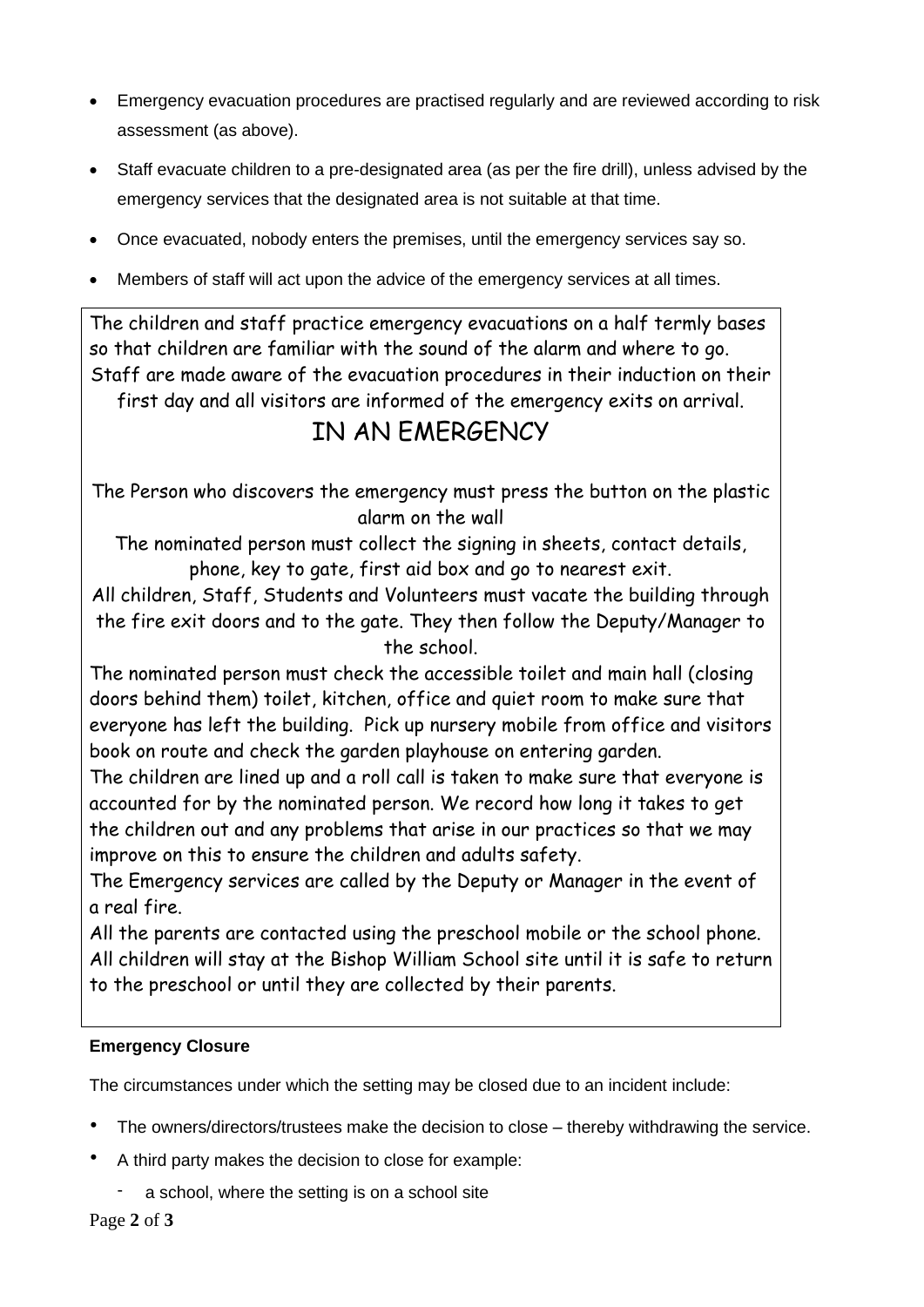- Emergency evacuation procedures are practised regularly and are reviewed according to risk assessment (as above).
- Staff evacuate children to a pre-designated area (as per the fire drill), unless advised by the emergency services that the designated area is not suitable at that time.
- Once evacuated, nobody enters the premises, until the emergency services say so.
- Members of staff will act upon the advice of the emergency services at all times.

The children and staff practice emergency evacuations on a half termly bases so that children are familiar with the sound of the alarm and where to go. Staff are made aware of the evacuation procedures in their induction on their first day and all visitors are informed of the emergency exits on arrival.

## IN AN EMERGENCY

The Person who discovers the emergency must press the button on the plastic alarm on the wall

The nominated person must collect the signing in sheets, contact details, phone, key to gate, first aid box and go to nearest exit.

All children, Staff, Students and Volunteers must vacate the building through the fire exit doors and to the gate. They then follow the Deputy/Manager to the school.

The nominated person must check the accessible toilet and main hall (closing doors behind them) toilet, kitchen, office and quiet room to make sure that everyone has left the building. Pick up nursery mobile from office and visitors book on route and check the garden playhouse on entering garden.

The children are lined up and a roll call is taken to make sure that everyone is accounted for by the nominated person. We record how long it takes to get the children out and any problems that arise in our practices so that we may improve on this to ensure the children and adults safety.

The Emergency services are called by the Deputy or Manager in the event of a real fire.

All the parents are contacted using the preschool mobile or the school phone. All children will stay at the Bishop William School site until it is safe to return to the preschool or until they are collected by their parents.

**Emergency Closure**

The circumstances under which the setting may be closed due to an incident include:

- The owners/directors/trustees make the decision to close – thereby withdrawing the service.
- A third party makes the decision to close for example:
  - a school, where the setting is on a school site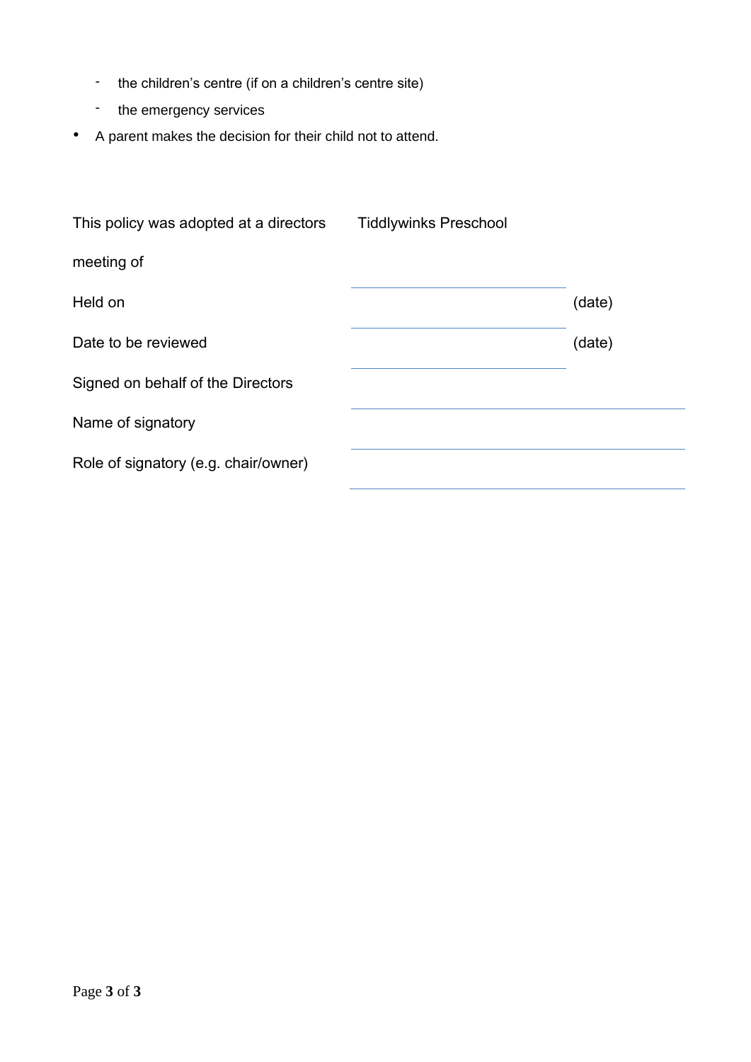- the children's centre (if on a children's centre site)
  - the emergency services
- A parent makes the decision for their child not to attend.

| | | |
|---|---|---|
| This policy was adopted at a directors meeting of | Tiddlywinks Preschool | |
| Held on | | (date) |
| Date to be reviewed | | (date) |
| Signed on behalf of the Directors | | |
| Name of signatory | | |
| Role of signatory (e.g. chair/owner) | | |